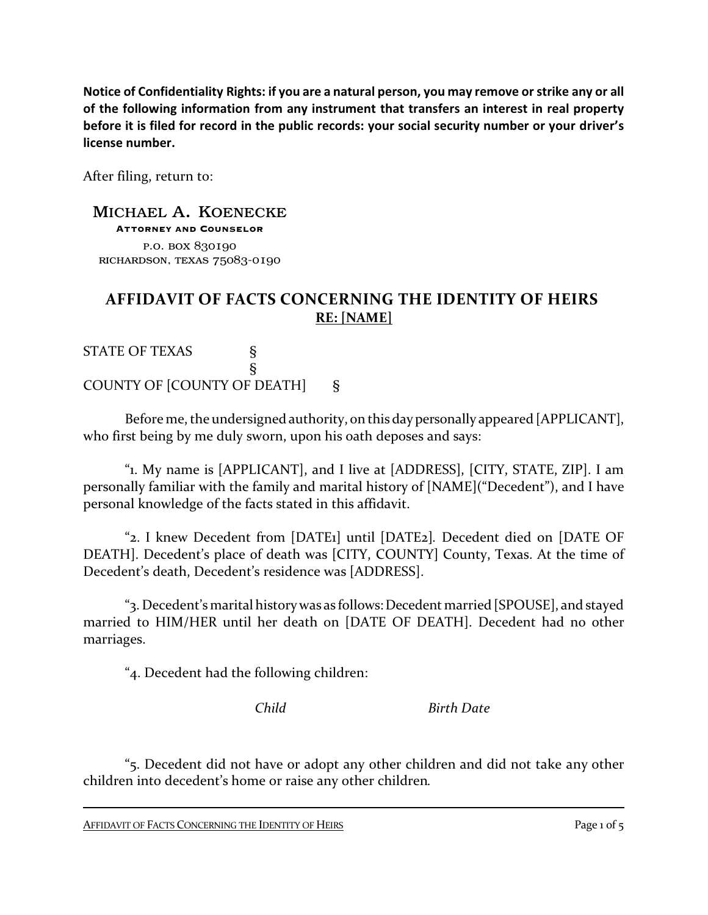**Notice of Confidentiality Rights: if you are a natural person, you may remove or strike any or all of the following information from any instrument that transfers an interest in real property before it is filed for record in the public records: your social security number or your driver's license number.**

After filing, return to:

MICHAEL A. KOENECKE
**ATTORNEY AND COUNSELOR**
P.O. BOX 830190
RICHARDSON, TEXAS 75083-0190

## AFFIDAVIT OF FACTS CONCERNING THE IDENTITY OF HEIRS

**RE: [NAME]**

STATE OF TEXAS §
§
COUNTY OF [COUNTY OF DEATH] §

Before me, the undersigned authority, on this day personally appeared [APPLICANT], who first being by me duly sworn, upon his oath deposes and says:

"1. My name is [APPLICANT], and I live at [ADDRESS], [CITY, STATE, ZIP]. I am personally familiar with the family and marital history of [NAME]("Decedent"), and I have personal knowledge of the facts stated in this affidavit.

"2. I knew Decedent from [DATE1] until [DATE2]. Decedent died on [DATE OF DEATH]. Decedent's place of death was [CITY, COUNTY] County, Texas. At the time of Decedent's death, Decedent's residence was [ADDRESS].

"3. Decedent's marital history was as follows: Decedent married [SPOUSE], and stayed married to HIM/HER until her death on [DATE OF DEATH]. Decedent had no other marriages.

"4. Decedent had the following children:

| *Child* | *Birth Date* |
|---|---|

"5. Decedent did not have or adopt any other children and did not take any other children into decedent's home or raise any other children.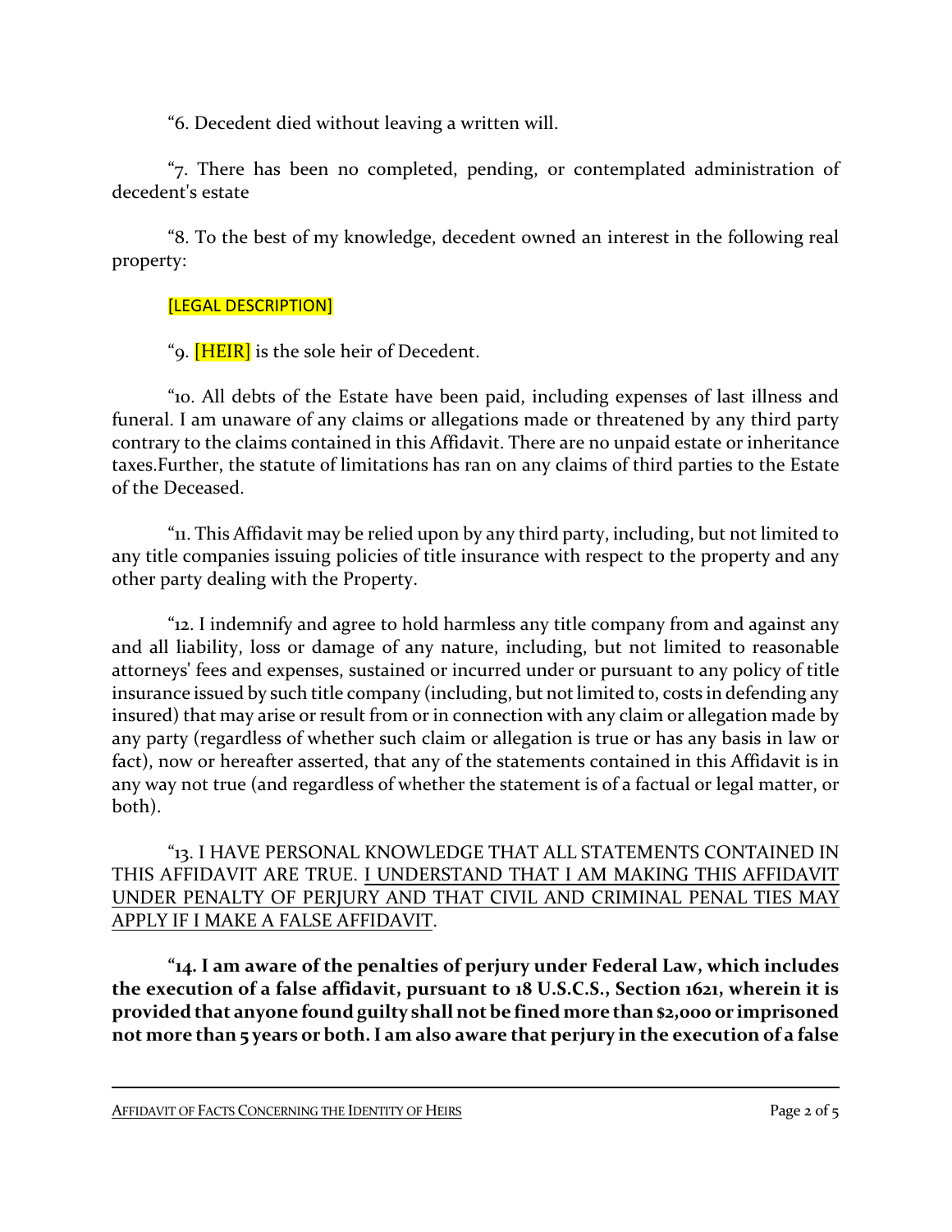"6. Decedent died without leaving a written will.

"7. There has been no completed, pending, or contemplated administration of decedent's estate

"8. To the best of my knowledge, decedent owned an interest in the following real property:

[LEGAL DESCRIPTION]

"9. [HEIR] is the sole heir of Decedent.

"10. All debts of the Estate have been paid, including expenses of last illness and funeral. I am unaware of any claims or allegations made or threatened by any third party contrary to the claims contained in this Affidavit. There are no unpaid estate or inheritance taxes.Further, the statute of limitations has ran on any claims of third parties to the Estate of the Deceased.

"11. This Affidavit may be relied upon by any third party, including, but not limited to any title companies issuing policies of title insurance with respect to the property and any other party dealing with the Property.

"12. I indemnify and agree to hold harmless any title company from and against any and all liability, loss or damage of any nature, including, but not limited to reasonable attorneys' fees and expenses, sustained or incurred under or pursuant to any policy of title insurance issued by such title company (including, but not limited to, costs in defending any insured) that may arise or result from or in connection with any claim or allegation made by any party (regardless of whether such claim or allegation is true or has any basis in law or fact), now or hereafter asserted, that any of the statements contained in this Affidavit is in any way not true (and regardless of whether the statement is of a factual or legal matter, or both).

"13. I HAVE PERSONAL KNOWLEDGE THAT ALL STATEMENTS CONTAINED IN THIS AFFIDAVIT ARE TRUE. I UNDERSTAND THAT I AM MAKING THIS AFFIDAVIT UNDER PENALTY OF PERJURY AND THAT CIVIL AND CRIMINAL PENAL TIES MAY APPLY IF I MAKE A FALSE AFFIDAVIT.

**"14. I am aware of the penalties of perjury under Federal Law, which includes the execution of a false affidavit, pursuant to 18 U.S.C.S., Section 1621, wherein it is provided that anyone found guilty shall not be fined more than $2,000 or imprisoned not more than 5 years or both. I am also aware that perjury in the execution of a false**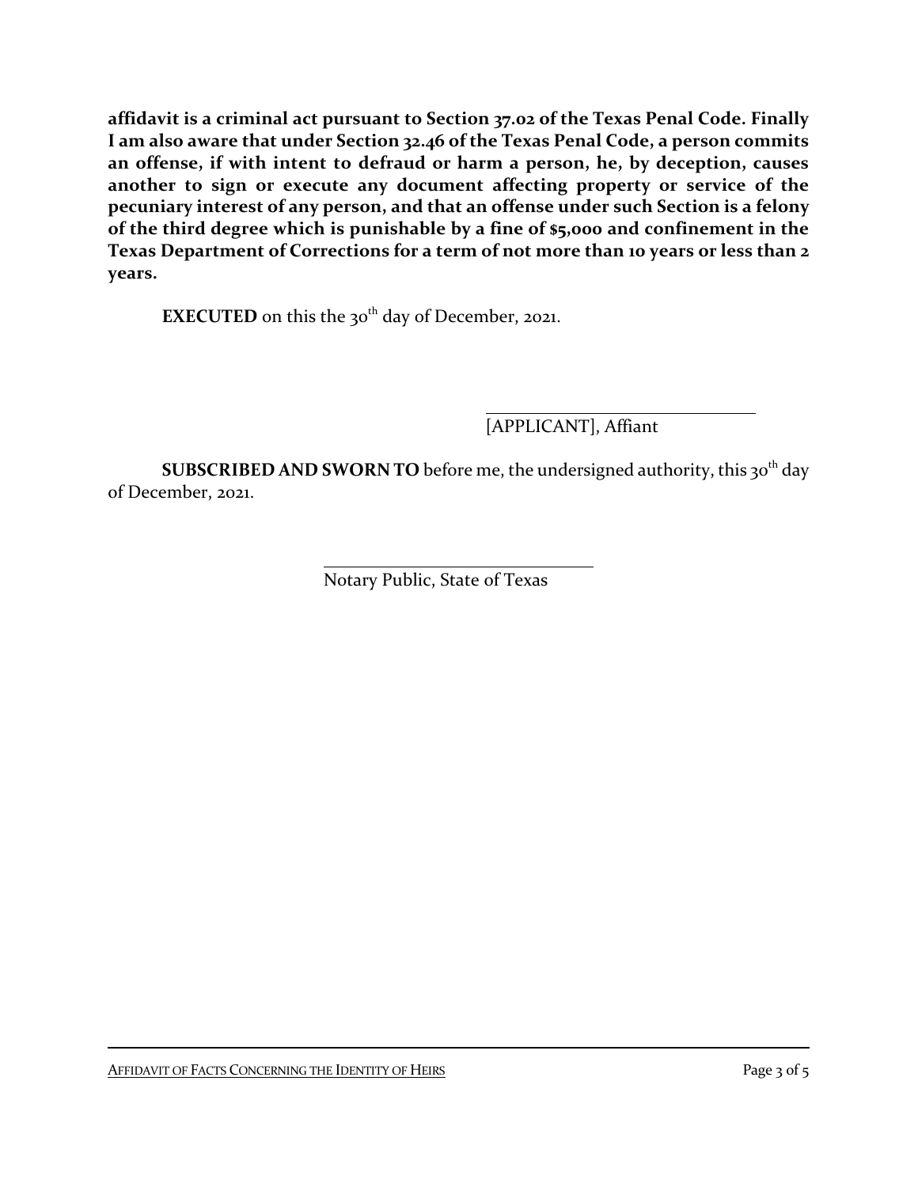**affidavit is a criminal act pursuant to Section 37.02 of the Texas Penal Code. Finally I am also aware that under Section 32.46 of the Texas Penal Code, a person commits an offense, if with intent to defraud or harm a person, he, by deception, causes another to sign or execute any document affecting property or service of the pecuniary interest of any person, and that an offense under such Section is a felony of the third degree which is punishable by a fine of $5,000 and confinement in the Texas Department of Corrections for a term of not more than 10 years or less than 2 years.**

**EXECUTED** on this the 30th day of December, 2021.

\_\_\_\_\_\_\_\_\_\_\_\_\_\_\_\_\_\_\_\_\_\_\_\_\_\_\_\_\_\_
[APPLICANT], Affiant

**SUBSCRIBED AND SWORN TO** before me, the undersigned authority, this 30th day of December, 2021.

\_\_\_\_\_\_\_\_\_\_\_\_\_\_\_\_\_\_\_\_\_\_\_\_\_\_\_\_\_\_
Notary Public, State of Texas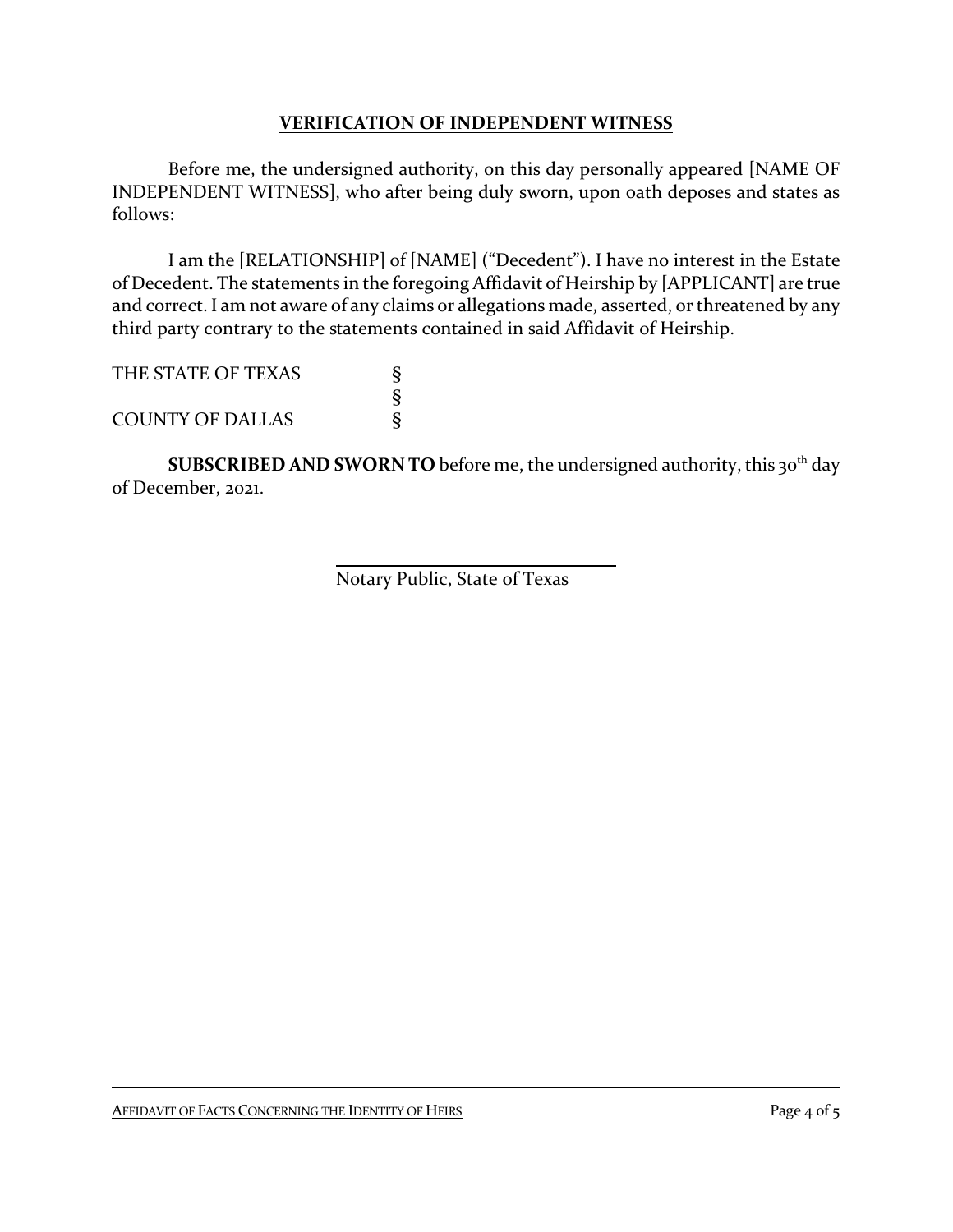## VERIFICATION OF INDEPENDENT WITNESS

Before me, the undersigned authority, on this day personally appeared [NAME OF INDEPENDENT WITNESS], who after being duly sworn, upon oath deposes and states as follows:

I am the [RELATIONSHIP] of [NAME] ("Decedent"). I have no interest in the Estate of Decedent. The statements in the foregoing Affidavit of Heirship by [APPLICANT] are true and correct. I am not aware of any claims or allegations made, asserted, or threatened by any third party contrary to the statements contained in said Affidavit of Heirship.

THE STATE OF TEXAS §
§
COUNTY OF DALLAS §

**SUBSCRIBED AND SWORN TO** before me, the undersigned authority, this 30th day of December, 2021.

\_\_\_\_\_\_\_\_\_\_\_\_\_\_\_\_\_\_\_\_\_\_\_\_\_\_\_\_\_\_
Notary Public, State of Texas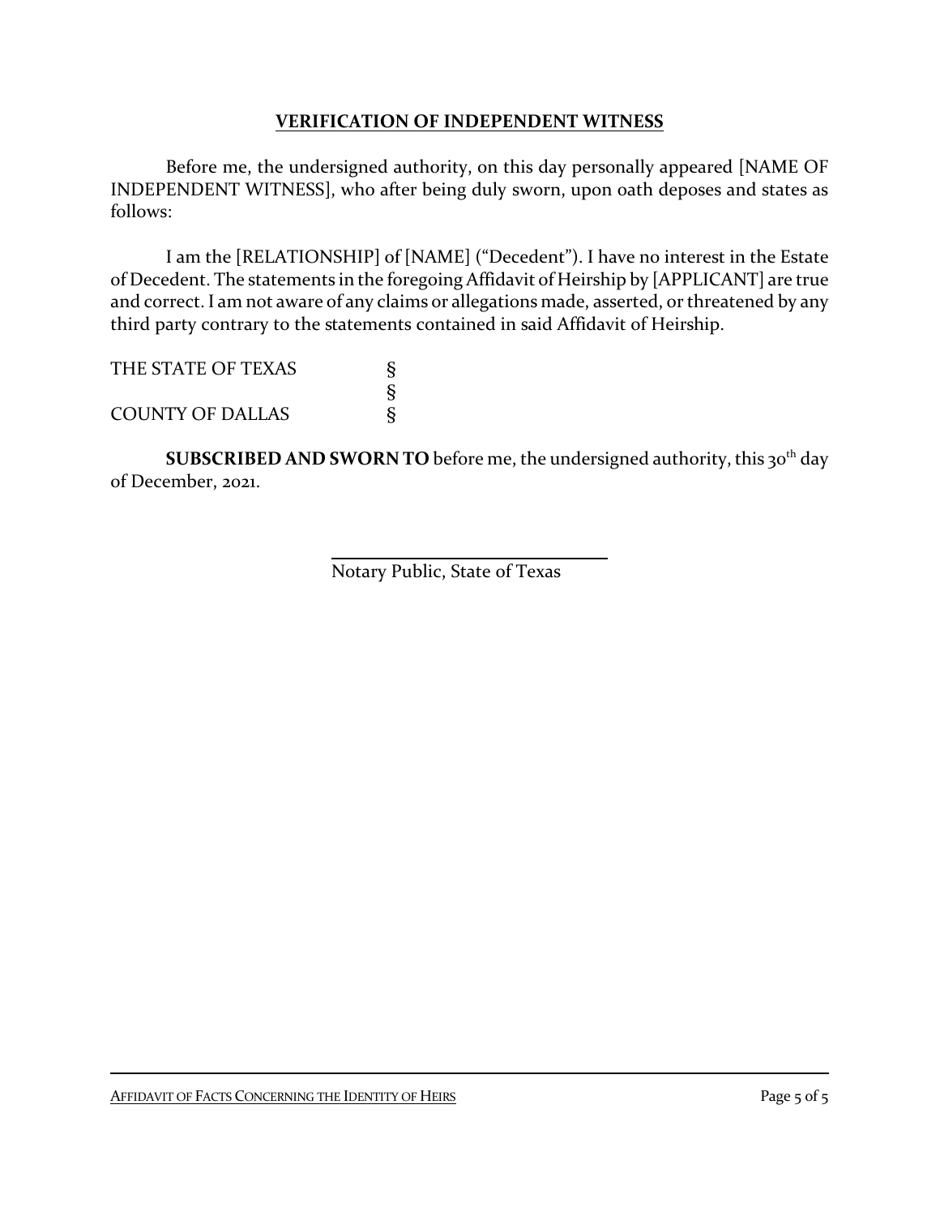## VERIFICATION OF INDEPENDENT WITNESS

Before me, the undersigned authority, on this day personally appeared [NAME OF INDEPENDENT WITNESS], who after being duly sworn, upon oath deposes and states as follows:

I am the [RELATIONSHIP] of [NAME] ("Decedent"). I have no interest in the Estate of Decedent. The statements in the foregoing Affidavit of Heirship by [APPLICANT] are true and correct. I am not aware of any claims or allegations made, asserted, or threatened by any third party contrary to the statements contained in said Affidavit of Heirship.

THE STATE OF TEXAS §
§
COUNTY OF DALLAS §

**SUBSCRIBED AND SWORN TO** before me, the undersigned authority, this 30th day of December, 2021.

\_\_\_\_\_\_\_\_\_\_\_\_\_\_\_\_\_\_\_\_\_\_\_\_\_\_\_\_\_\_
Notary Public, State of Texas